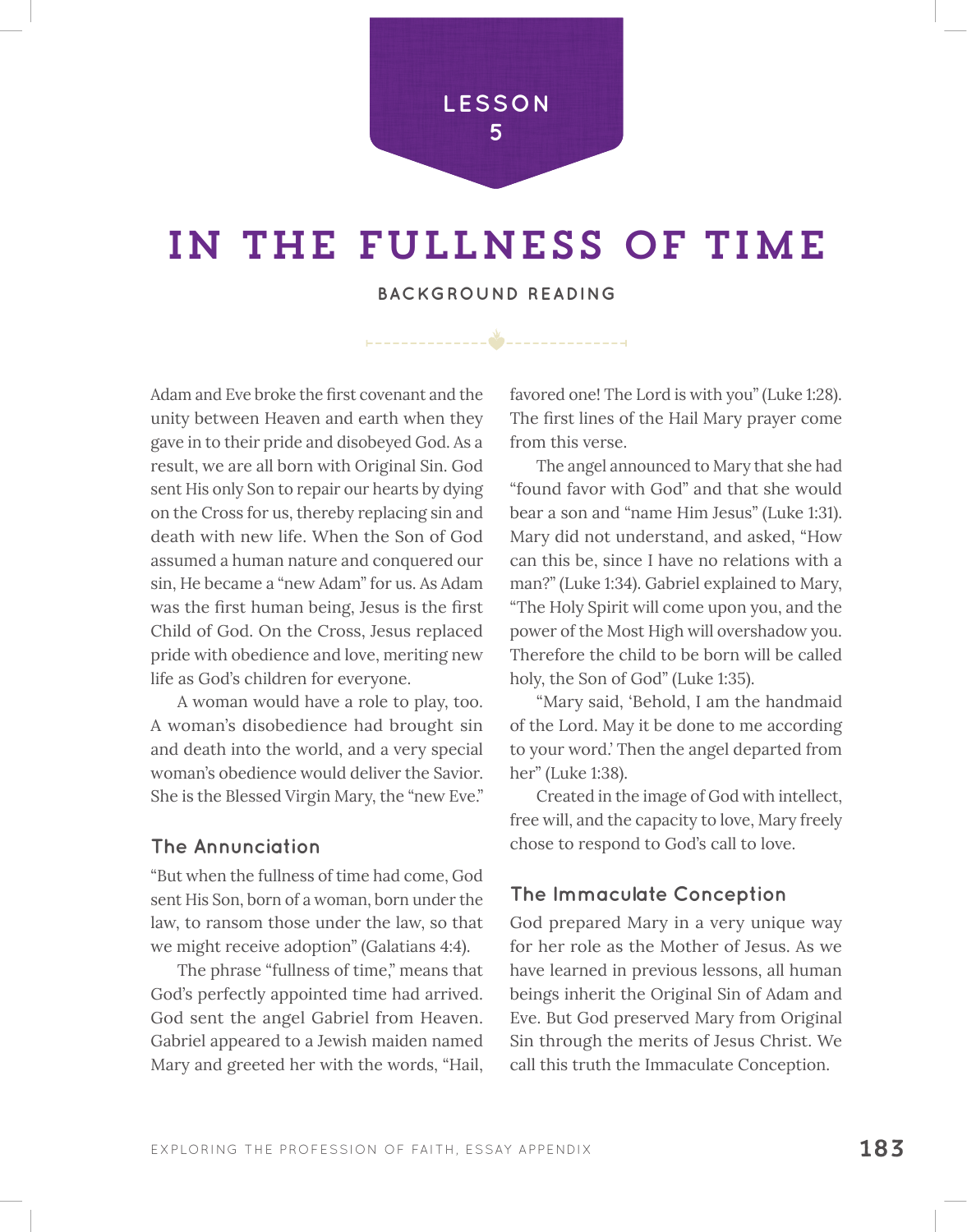LESSON 5

# IN THE FULLNESS OF TIME

BACKGROUND READING

Adam and Eve broke the first covenant and the unity between Heaven and earth when they gave in to their pride and disobeyed God. As a result, we are all born with Original Sin. God sent His only Son to repair our hearts by dying on the Cross for us, thereby replacing sin and death with new life. When the Son of God assumed a human nature and conquered our sin, He became a "new Adam" for us. As Adam was the first human being, Jesus is the first Child of God. On the Cross, Jesus replaced pride with obedience and love, meriting new life as God's children for everyone.

A woman would have a role to play, too. A woman's disobedience had brought sin and death into the world, and a very special woman's obedience would deliver the Savior. She is the Blessed Virgin Mary, the "new Eve."

## The Annunciation

"But when the fullness of time had come, God sent His Son, born of a woman, born under the law, to ransom those under the law, so that we might receive adoption" (Galatians 4:4).

The phrase "fullness of time," means that God's perfectly appointed time had arrived. God sent the angel Gabriel from Heaven. Gabriel appeared to a Jewish maiden named Mary and greeted her with the words, "Hail, favored one! The Lord is with you" (Luke 1:28). The first lines of the Hail Mary prayer come from this verse.

The angel announced to Mary that she had "found favor with God" and that she would bear a son and "name Him Jesus" (Luke 1:31). Mary did not understand, and asked, "How can this be, since I have no relations with a man?" (Luke 1:34). Gabriel explained to Mary, "The Holy Spirit will come upon you, and the power of the Most High will overshadow you. Therefore the child to be born will be called holy, the Son of God" (Luke 1:35).

"Mary said, 'Behold, I am the handmaid of the Lord. May it be done to me according to your word.' Then the angel departed from her" (Luke 1:38).

Created in the image of God with intellect, free will, and the capacity to love, Mary freely chose to respond to God's call to love.

## The Immaculate Conception

God prepared Mary in a very unique way for her role as the Mother of Jesus. As we have learned in previous lessons, all human beings inherit the Original Sin of Adam and Eve. But God preserved Mary from Original Sin through the merits of Jesus Christ. We call this truth the Immaculate Conception.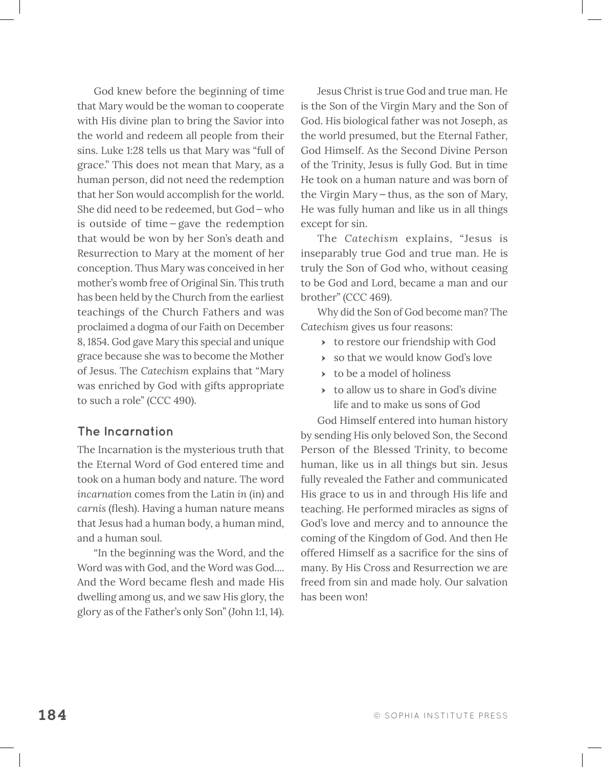God knew before the beginning of time that Mary would be the woman to cooperate with His divine plan to bring the Savior into the world and redeem all people from their sins. Luke 1:28 tells us that Mary was "full of grace." This does not mean that Mary, as a human person, did not need the redemption that her Son would accomplish for the world. She did need to be redeemed, but God – who is outside of time – gave the redemption that would be won by her Son's death and Resurrection to Mary at the moment of her conception. Thus Mary was conceived in her mother's womb free of Original Sin. This truth has been held by the Church from the earliest teachings of the Church Fathers and was proclaimed a dogma of our Faith on December 8, 1854. God gave Mary this special and unique grace because she was to become the Mother of Jesus. The *Catechism* explains that "Mary was enriched by God with gifts appropriate to such a role" (CCC 490).

## The Incarnation

The Incarnation is the mysterious truth that the Eternal Word of God entered time and took on a human body and nature. The word *incarnation* comes from the Latin *in* (in) and *carnis* (flesh). Having a human nature means that Jesus had a human body, a human mind, and a human soul.

"In the beginning was the Word, and the Word was with God, and the Word was God.... And the Word became flesh and made His dwelling among us, and we saw His glory, the glory as of the Father's only Son" (John 1:1, 14).

Jesus Christ is true God and true man. He is the Son of the Virgin Mary and the Son of God. His biological father was not Joseph, as the world presumed, but the Eternal Father, God Himself. As the Second Divine Person of the Trinity, Jesus is fully God. But in time He took on a human nature and was born of the Virgin Mary – thus, as the son of Mary, He was fully human and like us in all things except for sin.

The *Catechism* explains, "Jesus is inseparably true God and true man. He is truly the Son of God who, without ceasing to be God and Lord, became a man and our brother" (CCC 469).

Why did the Son of God become man? The *Catechism* gives us four reasons:

- to restore our friendship with God
- so that we would know God's love
- to be a model of holiness
- to allow us to share in God's divine life and to make us sons of God

God Himself entered into human history by sending His only beloved Son, the Second Person of the Blessed Trinity, to become human, like us in all things but sin. Jesus fully revealed the Father and communicated His grace to us in and through His life and teaching. He performed miracles as signs of God's love and mercy and to announce the coming of the Kingdom of God. And then He offered Himself as a sacrifice for the sins of many. By His Cross and Resurrection we are freed from sin and made holy. Our salvation has been won!